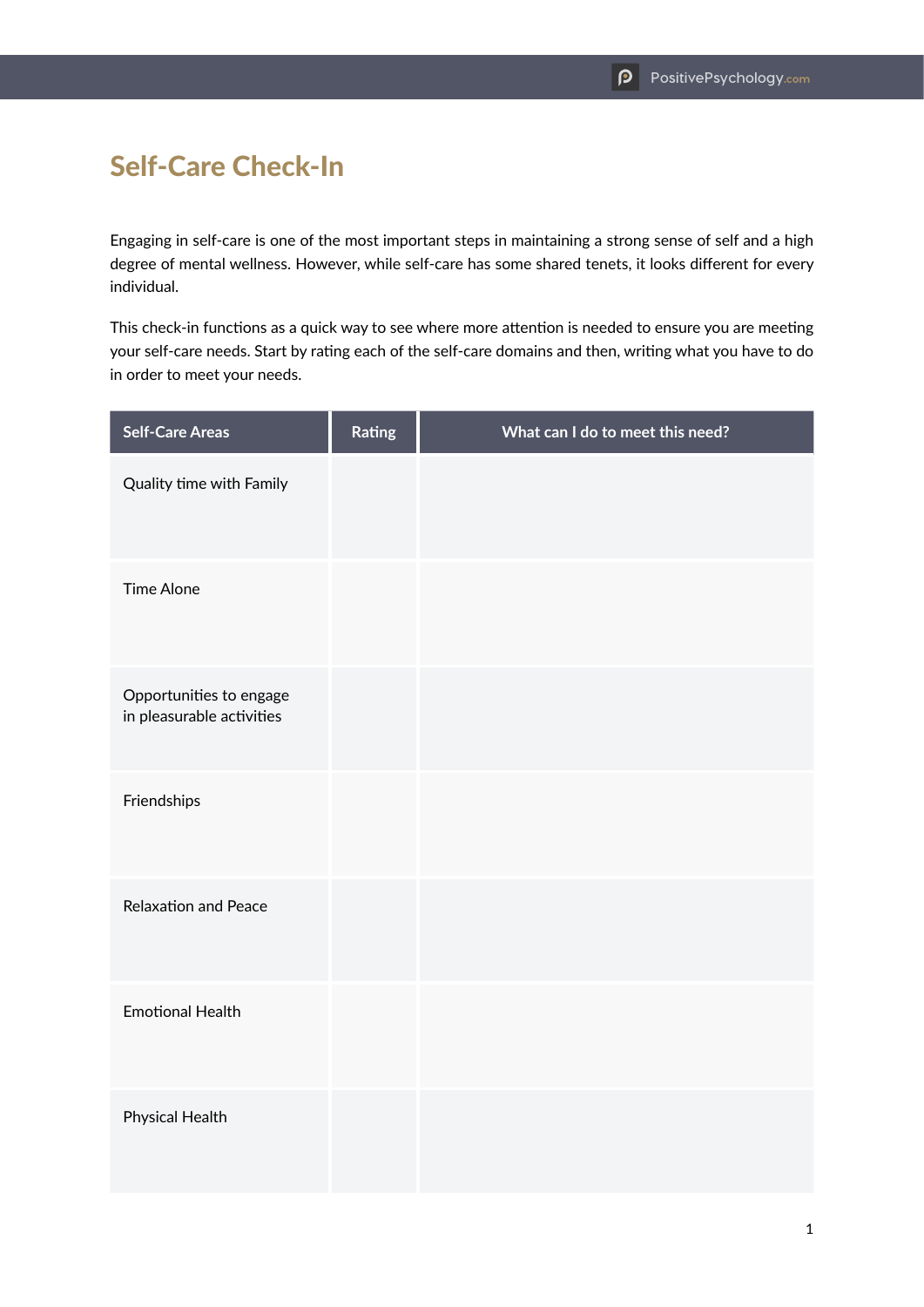# Self-Care Check-In

Engaging in self-care is one of the most important steps in maintaining a strong sense of self and a high degree of mental wellness. However, while self-care has some shared tenets, it looks different for every individual.

This check-in functions as a quick way to see where more attention is needed to ensure you are meeting your self-care needs. Start by rating each of the self-care domains and then, writing what you have to do in order to meet your needs.

| Self-Care Areas | Rating | What can I do to meet this need? |
|---|---|---|
| Quality time with Family | | |
| Time Alone | | |
| Opportunities to engage in pleasurable activities | | |
| Friendships | | |
| Relaxation and Peace | | |
| Emotional Health | | |
| Physical Health | | |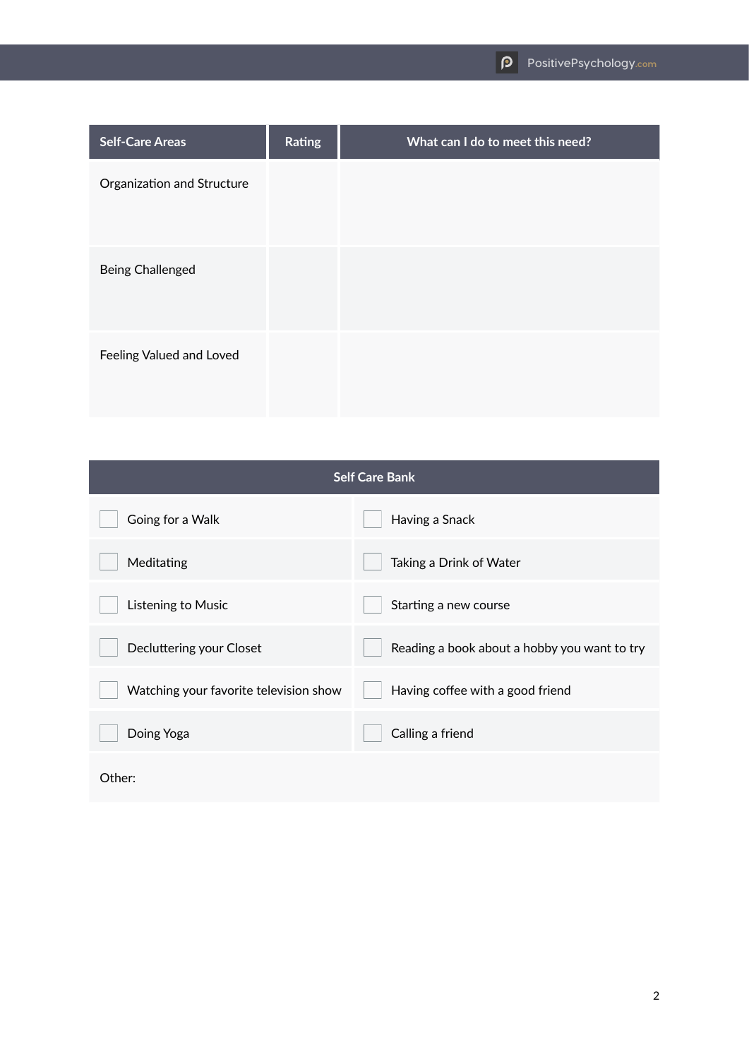| Self-Care Areas | Rating | What can I do to meet this need? |
|---|---|---|
| Organization and Structure | | |
| Being Challenged | | |
| Feeling Valued and Loved | | |

| Self Care Bank | |
|---|---|
| ☐ Going for a Walk | ☐ Having a Snack |
| ☐ Meditating | ☐ Taking a Drink of Water |
| ☐ Listening to Music | ☐ Starting a new course |
| ☐ Decluttering your Closet | ☐ Reading a book about a hobby you want to try |
| ☐ Watching your favorite television show | ☐ Having coffee with a good friend |
| ☐ Doing Yoga | ☐ Calling a friend |
| Other: | |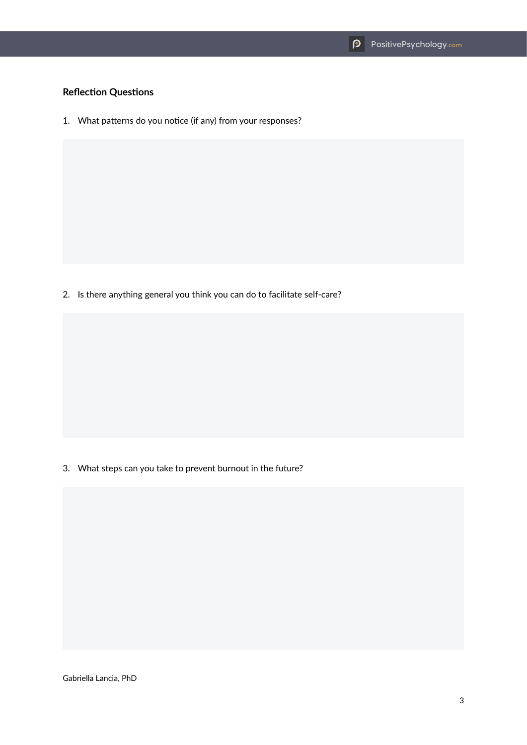**Reflection Questions**

1. What patterns do you notice (if any) from your responses?

2. Is there anything general you think you can do to facilitate self-care?

3. What steps can you take to prevent burnout in the future?

Gabriella Lancia, PhD